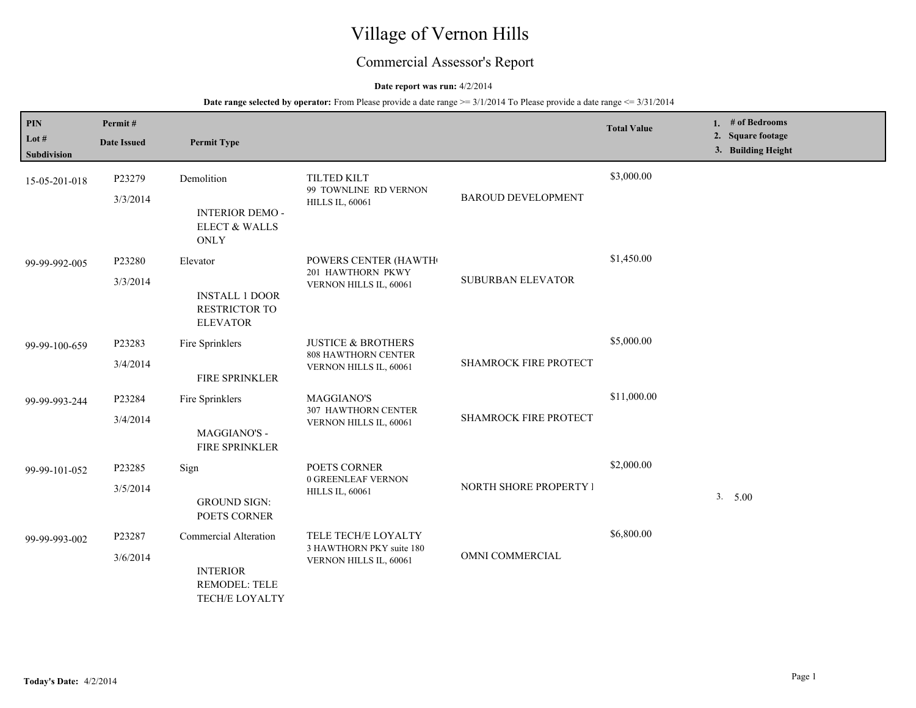# Village of Vernon Hills

## Commercial Assessor's Report

**Date report was run:** 4/2/2014

**Date range selected by operator:** From Please provide a date range >= 3/1/2014 To Please provide a date range <= 3/31/2014

| PIN<br>Lot #<br>Subdivision | Permit #<br>Date Issued | Permit Type | | | Total Value | 1. # of Bedrooms<br>2. Square footage<br>3. Building Height |
|---|---|---|---|---|---|---|
| 15-05-201-018 | P23279<br>3/3/2014 | Demolition<br><br>INTERIOR DEMO - ELECT & WALLS ONLY | TILTED KILT<br>99 TOWNLINE RD VERNON HILLS IL, 60061 | BAROUD DEVELOPMENT | $3,000.00 | |
| 99-99-992-005 | P23280<br>3/3/2014 | Elevator<br><br>INSTALL 1 DOOR RESTRICTOR TO ELEVATOR | POWERS CENTER (HAWTH<br>201 HAWTHORN PKWY VERNON HILLS IL, 60061 | SUBURBAN ELEVATOR | $1,450.00 | |
| 99-99-100-659 | P23283<br>3/4/2014 | Fire Sprinklers<br><br>FIRE SPRINKLER | JUSTICE & BROTHERS<br>808 HAWTHORN CENTER VERNON HILLS IL, 60061 | SHAMROCK FIRE PROTECT | $5,000.00 | |
| 99-99-993-244 | P23284<br>3/4/2014 | Fire Sprinklers<br><br>MAGGIANO'S - FIRE SPRINKLER | MAGGIANO'S<br>307 HAWTHORN CENTER VERNON HILLS IL, 60061 | SHAMROCK FIRE PROTECT | $11,000.00 | |
| 99-99-101-052 | P23285<br>3/5/2014 | Sign<br><br>GROUND SIGN: POETS CORNER | POETS CORNER<br>0 GREENLEAF VERNON HILLS IL, 60061 | NORTH SHORE PROPERTY I | $2,000.00 | 3. 5.00 |
| 99-99-993-002 | P23287<br>3/6/2014 | Commercial Alteration<br><br>INTERIOR REMODEL: TELE TECH/E LOYALTY | TELE TECH/E LOYALTY<br>3 HAWTHORN PKY suite 180 VERNON HILLS IL, 60061 | OMNI COMMERCIAL | $6,800.00 | |

**Today's Date:** 4/2/2014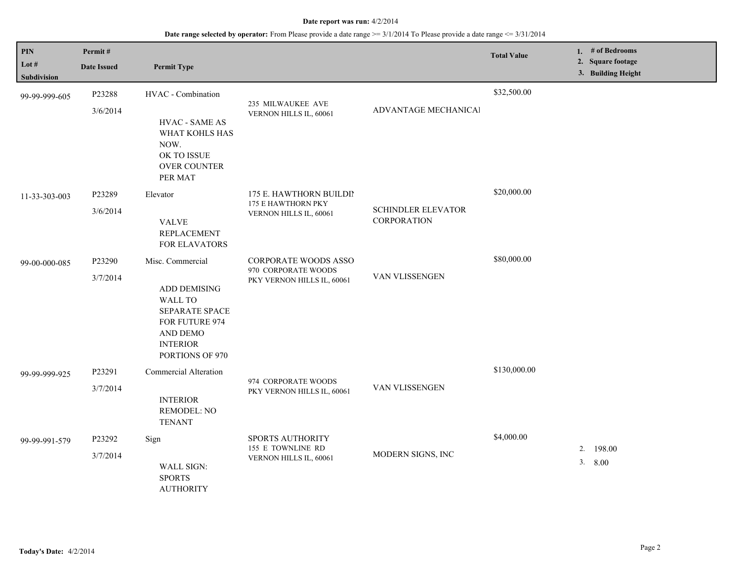**Date report was run:** 4/2/2014

**Date range selected by operator:** From Please provide a date range >= 3/1/2014 To Please provide a date range <= 3/31/2014

| PIN / Lot # / Subdivision | Permit # / Date Issued | Permit Type | | | Total Value | 1. # of Bedrooms 2. Square footage 3. Building Height |
|---|---|---|---|---|---|---|
| 99-99-999-605 | P23288 3/6/2014 | HVAC - Combination HVAC - SAME AS WHAT KOHLS HAS NOW. OK TO ISSUE OVER COUNTER PER MAT | 235 MILWAUKEE AVE VERNON HILLS IL, 60061 | ADVANTAGE MECHANICAl | $32,500.00 | |
| 11-33-303-003 | P23289 3/6/2014 | Elevator VALVE REPLACEMENT FOR ELAVATORS | 175 E. HAWTHORN BUILDI 175 E HAWTHORN PKY VERNON HILLS IL, 60061 | SCHINDLER ELEVATOR CORPORATION | $20,000.00 | |
| 99-00-000-085 | P23290 3/7/2014 | Misc. Commercial ADD DEMISING WALL TO SEPARATE SPACE FOR FUTURE 974 AND DEMO INTERIOR PORTIONS OF 970 | CORPORATE WOODS ASSO 970 CORPORATE WOODS PKY VERNON HILLS IL, 60061 | VAN VLISSENGEN | $80,000.00 | |
| 99-99-999-925 | P23291 3/7/2014 | Commercial Alteration INTERIOR REMODEL: NO TENANT | 974 CORPORATE WOODS PKY VERNON HILLS IL, 60061 | VAN VLISSENGEN | $130,000.00 | |
| 99-99-991-579 | P23292 3/7/2014 | Sign WALL SIGN: SPORTS AUTHORITY | SPORTS AUTHORITY 155 E TOWNLINE RD VERNON HILLS IL, 60061 | MODERN SIGNS, INC | $4,000.00 | 2. 198.00 3. 8.00 |

**Today's Date:** 4/2/2014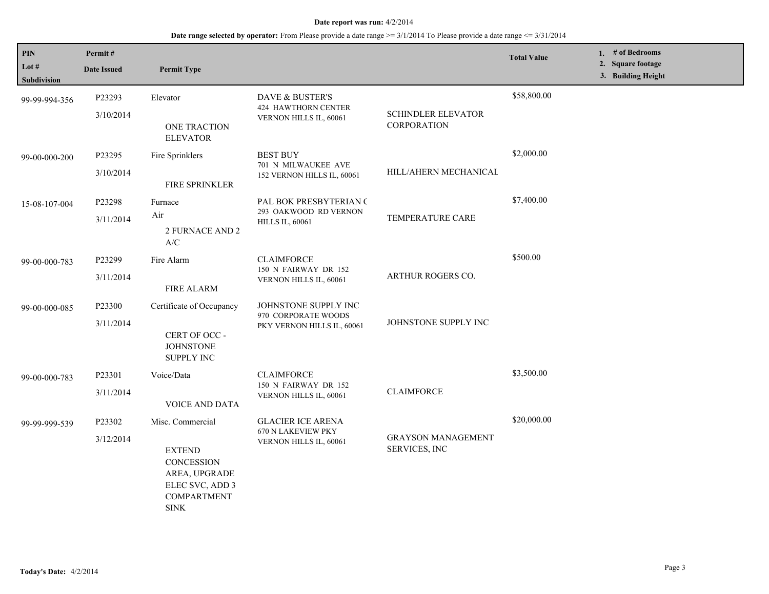**Date report was run:** 4/2/2014

**Date range selected by operator:** From Please provide a date range >= 3/1/2014 To Please provide a date range <= 3/31/2014

| PIN / Lot # / Subdivision | Permit # / Date Issued | Permit Type | | | Total Value | 1. # of Bedrooms 2. Square footage 3. Building Height |
|---|---|---|---|---|---|---|
| 99-99-994-356 | P23293 3/10/2014 | Elevator ONE TRACTION ELEVATOR | DAVE & BUSTER'S 424 HAWTHORN CENTER VERNON HILLS IL, 60061 | SCHINDLER ELEVATOR CORPORATION | $58,800.00 | |
| 99-00-000-200 | P23295 3/10/2014 | Fire Sprinklers FIRE SPRINKLER | BEST BUY 701 N MILWAUKEE AVE 152 VERNON HILLS IL, 60061 | HILL/AHERN MECHANICAL | $2,000.00 | |
| 15-08-107-004 | P23298 3/11/2014 | Furnace Air 2 FURNACE AND 2 A/C | PAL BOK PRESBYTERIAN C 293 OAKWOOD RD VERNON HILLS IL, 60061 | TEMPERATURE CARE | $7,400.00 | |
| 99-00-000-783 | P23299 3/11/2014 | Fire Alarm FIRE ALARM | CLAIMFORCE 150 N FAIRWAY DR 152 VERNON HILLS IL, 60061 | ARTHUR ROGERS CO. | $500.00 | |
| 99-00-000-085 | P23300 3/11/2014 | Certificate of Occupancy CERT OF OCC - JOHNSTONE SUPPLY INC | JOHNSTONE SUPPLY INC 970 CORPORATE WOODS PKY VERNON HILLS IL, 60061 | JOHNSTONE SUPPLY INC | | |
| 99-00-000-783 | P23301 3/11/2014 | Voice/Data VOICE AND DATA | CLAIMFORCE 150 N FAIRWAY DR 152 VERNON HILLS IL, 60061 | CLAIMFORCE | $3,500.00 | |
| 99-99-999-539 | P23302 3/12/2014 | Misc. Commercial EXTEND CONCESSION AREA, UPGRADE ELEC SVC, ADD 3 COMPARTMENT SINK | GLACIER ICE ARENA 670 N LAKEVIEW PKY VERNON HILLS IL, 60061 | GRAYSON MANAGEMENT SERVICES, INC | $20,000.00 | |

**Today's Date:** 4/2/2014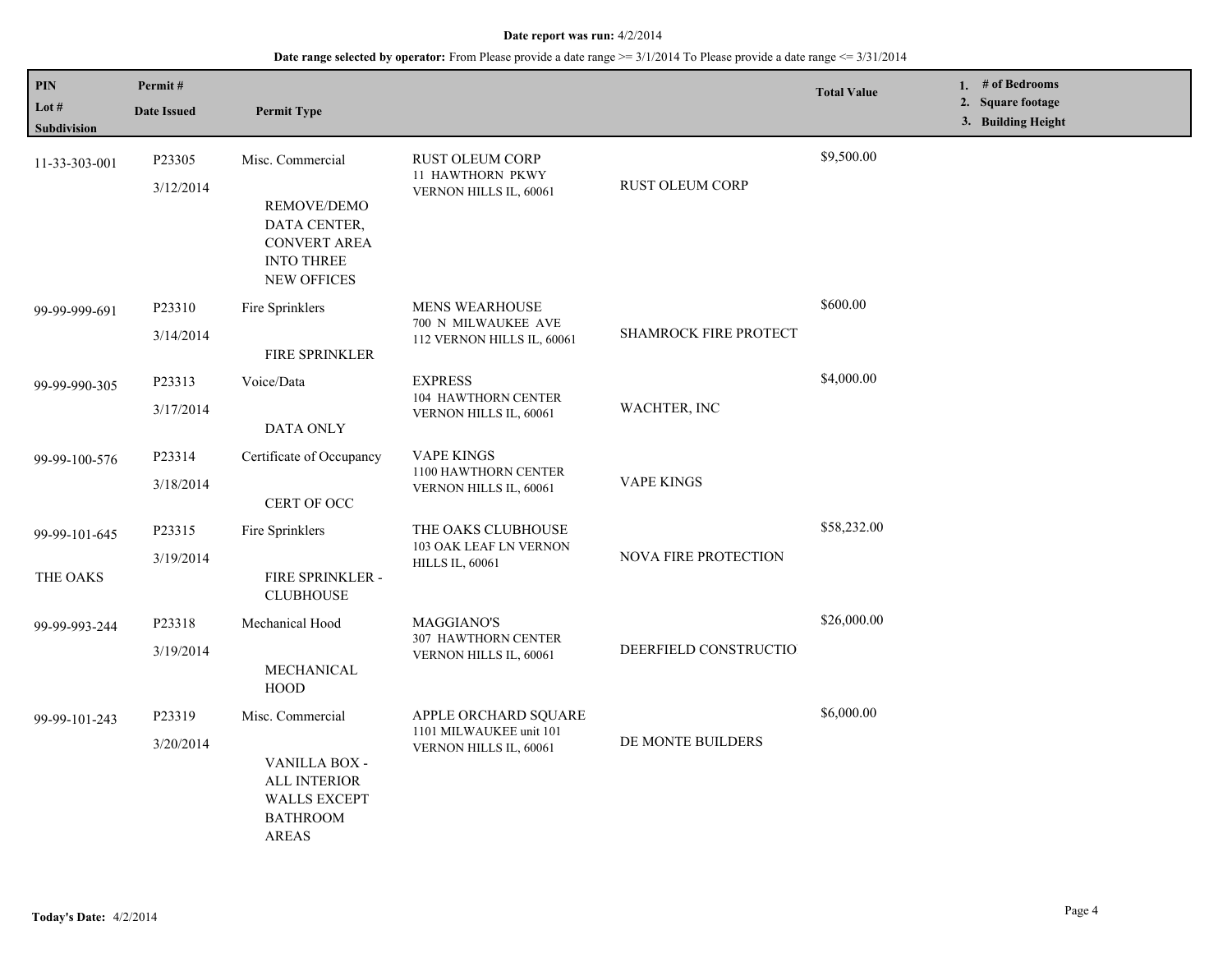**Date report was run:** 4/2/2014

**Date range selected by operator:** From Please provide a date range >= 3/1/2014 To Please provide a date range <= 3/31/2014

| PIN / Lot # / Subdivision | Permit # / Date Issued | Permit Type | | | Total Value | 1. # of Bedrooms 2. Square footage 3. Building Height |
|---|---|---|---|---|---|---|
| 11-33-303-001 | P23305 3/12/2014 | Misc. Commercial REMOVE/DEMO DATA CENTER, CONVERT AREA INTO THREE NEW OFFICES | RUST OLEUM CORP 11 HAWTHORN PKWY VERNON HILLS IL, 60061 | RUST OLEUM CORP | $9,500.00 | |
| 99-99-999-691 | P23310 3/14/2014 | Fire Sprinklers FIRE SPRINKLER | MENS WEARHOUSE 700 N MILWAUKEE AVE 112 VERNON HILLS IL, 60061 | SHAMROCK FIRE PROTECT | $600.00 | |
| 99-99-990-305 | P23313 3/17/2014 | Voice/Data DATA ONLY | EXPRESS 104 HAWTHORN CENTER VERNON HILLS IL, 60061 | WACHTER, INC | $4,000.00 | |
| 99-99-100-576 | P23314 3/18/2014 | Certificate of Occupancy CERT OF OCC | VAPE KINGS 1100 HAWTHORN CENTER VERNON HILLS IL, 60061 | VAPE KINGS | | |
| 99-99-101-645 THE OAKS | P23315 3/19/2014 | Fire Sprinklers FIRE SPRINKLER - CLUBHOUSE | THE OAKS CLUBHOUSE 103 OAK LEAF LN VERNON HILLS IL, 60061 | NOVA FIRE PROTECTION | $58,232.00 | |
| 99-99-993-244 | P23318 3/19/2014 | Mechanical Hood MECHANICAL HOOD | MAGGIANO'S 307 HAWTHORN CENTER VERNON HILLS IL, 60061 | DEERFIELD CONSTRUCTIO | $26,000.00 | |
| 99-99-101-243 | P23319 3/20/2014 | Misc. Commercial VANILLA BOX - ALL INTERIOR WALLS EXCEPT BATHROOM AREAS | APPLE ORCHARD SQUARE 1101 MILWAUKEE unit 101 VERNON HILLS IL, 60061 | DE MONTE BUILDERS | $6,000.00 | |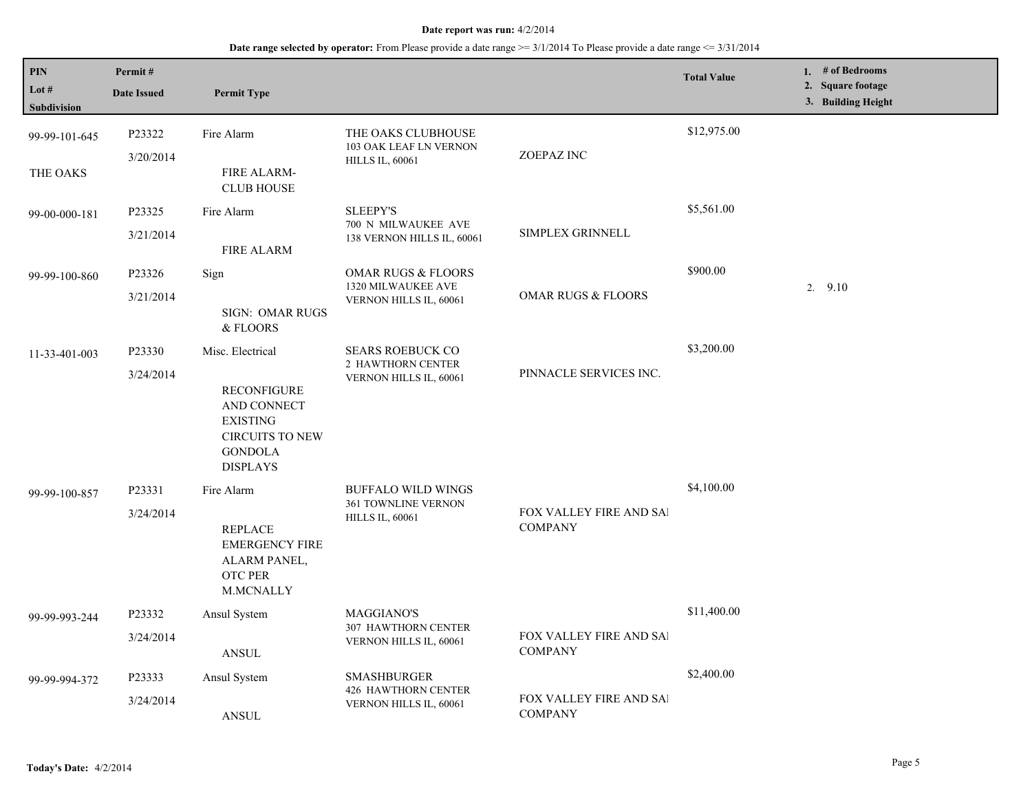**Date report was run:** 4/2/2014

**Date range selected by operator:** From Please provide a date range >= 3/1/2014 To Please provide a date range <= 3/31/2014

| PIN / Lot # / Subdivision | Permit # / Date Issued | Permit Type | | | Total Value | 1. # of Bedrooms 2. Square footage 3. Building Height |
|---|---|---|---|---|---|---|
| 99-99-101-645 THE OAKS | P23322 3/20/2014 | Fire Alarm FIRE ALARM- CLUB HOUSE | THE OAKS CLUBHOUSE 103 OAK LEAF LN VERNON HILLS IL, 60061 | ZOEPAZ INC | $12,975.00 | |
| 99-00-000-181 | P23325 3/21/2014 | Fire Alarm FIRE ALARM | SLEEPY'S 700 N MILWAUKEE AVE 138 VERNON HILLS IL, 60061 | SIMPLEX GRINNELL | $5,561.00 | |
| 99-99-100-860 | P23326 3/21/2014 | Sign SIGN: OMAR RUGS & FLOORS | OMAR RUGS & FLOORS 1320 MILWAUKEE AVE VERNON HILLS IL, 60061 | OMAR RUGS & FLOORS | $900.00 | 2. 9.10 |
| 11-33-401-003 | P23330 3/24/2014 | Misc. Electrical RECONFIGURE AND CONNECT EXISTING CIRCUITS TO NEW GONDOLA DISPLAYS | SEARS ROEBUCK CO 2 HAWTHORN CENTER VERNON HILLS IL, 60061 | PINNACLE SERVICES INC. | $3,200.00 | |
| 99-99-100-857 | P23331 3/24/2014 | Fire Alarm REPLACE EMERGENCY FIRE ALARM PANEL, OTC PER M.MCNALLY | BUFFALO WILD WINGS 361 TOWNLINE VERNON HILLS IL, 60061 | FOX VALLEY FIRE AND SAI COMPANY | $4,100.00 | |
| 99-99-993-244 | P23332 3/24/2014 | Ansul System ANSUL | MAGGIANO'S 307 HAWTHORN CENTER VERNON HILLS IL, 60061 | FOX VALLEY FIRE AND SAI COMPANY | $11,400.00 | |
| 99-99-994-372 | P23333 3/24/2014 | Ansul System ANSUL | SMASHBURGER 426 HAWTHORN CENTER VERNON HILLS IL, 60061 | FOX VALLEY FIRE AND SAI COMPANY | $2,400.00 | |

**Today's Date:** 4/2/2014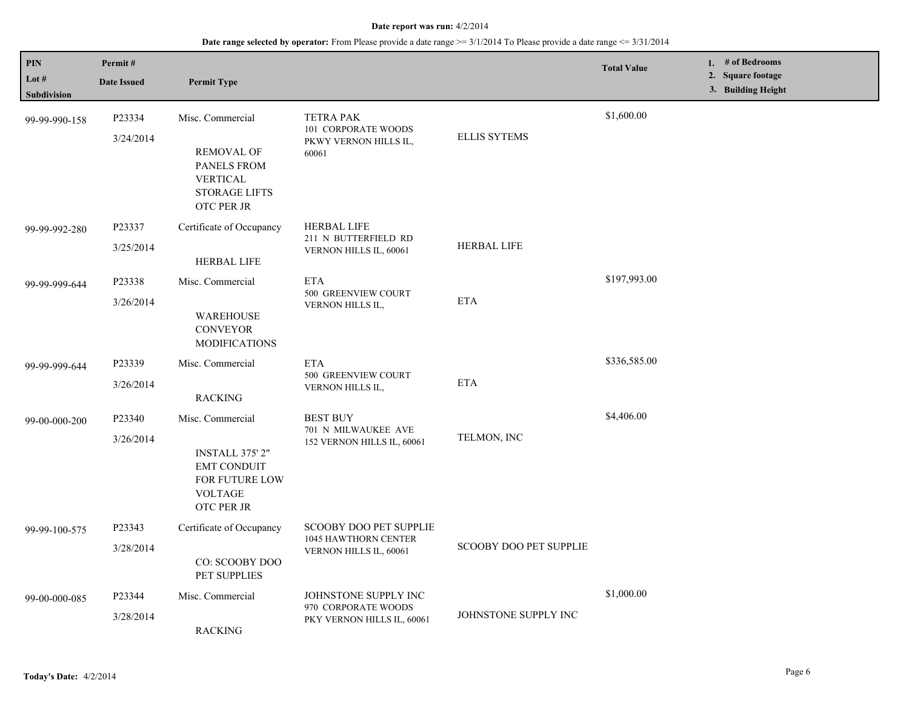**Date report was run:** 4/2/2014

**Date range selected by operator:** From Please provide a date range >= 3/1/2014 To Please provide a date range <= 3/31/2014

| PIN<br>Lot #<br>Subdivision | Permit #<br>Date Issued | Permit Type | | | Total Value | 1. # of Bedrooms<br>2. Square footage<br>3. Building Height |
|---|---|---|---|---|---|---|
| 99-99-990-158 | P23334<br>3/24/2014 | Misc. Commercial<br>REMOVAL OF PANELS FROM VERTICAL STORAGE LIFTS<br>OTC PER JR | TETRA PAK<br>101 CORPORATE WOODS PKWY VERNON HILLS IL, 60061 | ELLIS SYTEMS | $1,600.00 | |
| 99-99-992-280 | P23337<br>3/25/2014 | Certificate of Occupancy<br>HERBAL LIFE | HERBAL LIFE<br>211 N BUTTERFIELD RD VERNON HILLS IL, 60061 | HERBAL LIFE | | |
| 99-99-999-644 | P23338<br>3/26/2014 | Misc. Commercial<br>WAREHOUSE CONVEYOR MODIFICATIONS | ETA<br>500 GREENVIEW COURT VERNON HILLS IL, | ETA | $197,993.00 | |
| 99-99-999-644 | P23339<br>3/26/2014 | Misc. Commercial<br>RACKING | ETA<br>500 GREENVIEW COURT VERNON HILLS IL, | ETA | $336,585.00 | |
| 99-00-000-200 | P23340<br>3/26/2014 | Misc. Commercial<br>INSTALL 375' 2" EMT CONDUIT FOR FUTURE LOW VOLTAGE<br>OTC PER JR | BEST BUY<br>701 N MILWAUKEE AVE 152 VERNON HILLS IL, 60061 | TELMON, INC | $4,406.00 | |
| 99-99-100-575 | P23343<br>3/28/2014 | Certificate of Occupancy<br>CO: SCOOBY DOO PET SUPPLIES | SCOOBY DOO PET SUPPLIE<br>1045 HAWTHORN CENTER VERNON HILLS IL, 60061 | SCOOBY DOO PET SUPPLIE | | |
| 99-00-000-085 | P23344<br>3/28/2014 | Misc. Commercial<br>RACKING | JOHNSTONE SUPPLY INC<br>970 CORPORATE WOODS PKY VERNON HILLS IL, 60061 | JOHNSTONE SUPPLY INC | $1,000.00 | |

**Today's Date:** 4/2/2014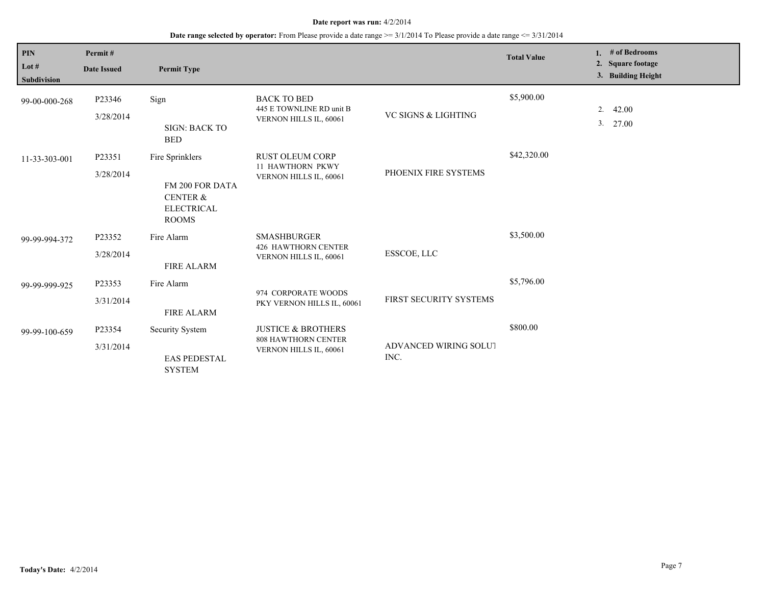**Date report was run:** 4/2/2014

**Date range selected by operator:** From Please provide a date range >= 3/1/2014 To Please provide a date range <= 3/31/2014

| PIN<br>Lot #<br>Subdivision | Permit #<br>Date Issued | Permit Type | | | Total Value | 1. # of Bedrooms<br>2. Square footage<br>3. Building Height |
|---|---|---|---|---|---|---|
| 99-00-000-268 | P23346<br>3/28/2014 | Sign<br>SIGN: BACK TO BED | BACK TO BED<br>445 E TOWNLINE RD unit B<br>VERNON HILLS IL, 60061 | VC SIGNS & LIGHTING | $5,900.00 | 2. 42.00<br>3. 27.00 |
| 11-33-303-001 | P23351<br>3/28/2014 | Fire Sprinklers<br>FM 200 FOR DATA CENTER & ELECTRICAL ROOMS | RUST OLEUM CORP<br>11 HAWTHORN PKWY<br>VERNON HILLS IL, 60061 | PHOENIX FIRE SYSTEMS | $42,320.00 | |
| 99-99-994-372 | P23352<br>3/28/2014 | Fire Alarm<br>FIRE ALARM | SMASHBURGER<br>426 HAWTHORN CENTER<br>VERNON HILLS IL, 60061 | ESSCOE, LLC | $3,500.00 | |
| 99-99-999-925 | P23353<br>3/31/2014 | Fire Alarm<br>FIRE ALARM | 974 CORPORATE WOODS<br>PKY VERNON HILLS IL, 60061 | FIRST SECURITY SYSTEMS | $5,796.00 | |
| 99-99-100-659 | P23354<br>3/31/2014 | Security System<br>EAS PEDESTAL SYSTEM | JUSTICE & BROTHERS<br>808 HAWTHORN CENTER<br>VERNON HILLS IL, 60061 | ADVANCED WIRING SOLUT<br>INC. | $800.00 | |

**Today's Date:** 4/2/2014